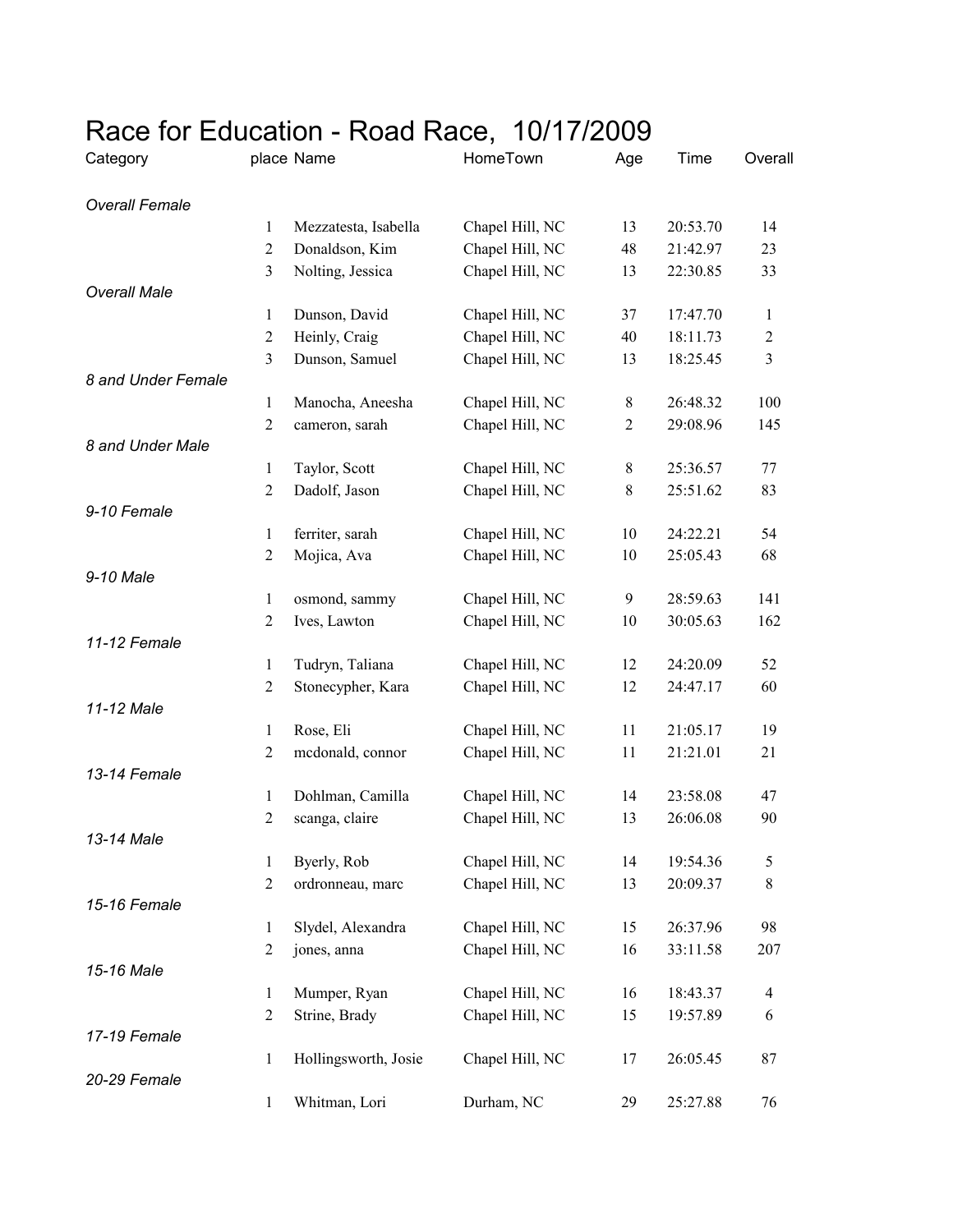# Race for Education - Road Race, 10/17/2009

| Category | place | Name | HomeTown | Age | Time | Overall |
|---|---|---|---|---|---|---|
| *Overall Female* | | | | | | |
| | 1 | Mezzatesta, Isabella | Chapel Hill, NC | 13 | 20:53.70 | 14 |
| | 2 | Donaldson, Kim | Chapel Hill, NC | 48 | 21:42.97 | 23 |
| | 3 | Nolting, Jessica | Chapel Hill, NC | 13 | 22:30.85 | 33 |
| *Overall Male* | | | | | | |
| | 1 | Dunson, David | Chapel Hill, NC | 37 | 17:47.70 | 1 |
| | 2 | Heinly, Craig | Chapel Hill, NC | 40 | 18:11.73 | 2 |
| | 3 | Dunson, Samuel | Chapel Hill, NC | 13 | 18:25.45 | 3 |
| *8 and Under Female* | | | | | | |
| | 1 | Manocha, Aneesha | Chapel Hill, NC | 8 | 26:48.32 | 100 |
| | 2 | cameron, sarah | Chapel Hill, NC | 2 | 29:08.96 | 145 |
| *8 and Under Male* | | | | | | |
| | 1 | Taylor, Scott | Chapel Hill, NC | 8 | 25:36.57 | 77 |
| | 2 | Dadolf, Jason | Chapel Hill, NC | 8 | 25:51.62 | 83 |
| *9-10 Female* | | | | | | |
| | 1 | ferriter, sarah | Chapel Hill, NC | 10 | 24:22.21 | 54 |
| | 2 | Mojica, Ava | Chapel Hill, NC | 10 | 25:05.43 | 68 |
| *9-10 Male* | | | | | | |
| | 1 | osmond, sammy | Chapel Hill, NC | 9 | 28:59.63 | 141 |
| | 2 | Ives, Lawton | Chapel Hill, NC | 10 | 30:05.63 | 162 |
| *11-12 Female* | | | | | | |
| | 1 | Tudryn, Taliana | Chapel Hill, NC | 12 | 24:20.09 | 52 |
| | 2 | Stonecypher, Kara | Chapel Hill, NC | 12 | 24:47.17 | 60 |
| *11-12 Male* | | | | | | |
| | 1 | Rose, Eli | Chapel Hill, NC | 11 | 21:05.17 | 19 |
| | 2 | mcdonald, connor | Chapel Hill, NC | 11 | 21:21.01 | 21 |
| *13-14 Female* | | | | | | |
| | 1 | Dohlman, Camilla | Chapel Hill, NC | 14 | 23:58.08 | 47 |
| | 2 | scanga, claire | Chapel Hill, NC | 13 | 26:06.08 | 90 |
| *13-14 Male* | | | | | | |
| | 1 | Byerly, Rob | Chapel Hill, NC | 14 | 19:54.36 | 5 |
| | 2 | ordronneau, marc | Chapel Hill, NC | 13 | 20:09.37 | 8 |
| *15-16 Female* | | | | | | |
| | 1 | Slydel, Alexandra | Chapel Hill, NC | 15 | 26:37.96 | 98 |
| | 2 | jones, anna | Chapel Hill, NC | 16 | 33:11.58 | 207 |
| *15-16 Male* | | | | | | |
| | 1 | Mumper, Ryan | Chapel Hill, NC | 16 | 18:43.37 | 4 |
| | 2 | Strine, Brady | Chapel Hill, NC | 15 | 19:57.89 | 6 |
| *17-19 Female* | | | | | | |
| | 1 | Hollingsworth, Josie | Chapel Hill, NC | 17 | 26:05.45 | 87 |
| *20-29 Female* | | | | | | |
| | 1 | Whitman, Lori | Durham, NC | 29 | 25:27.88 | 76 |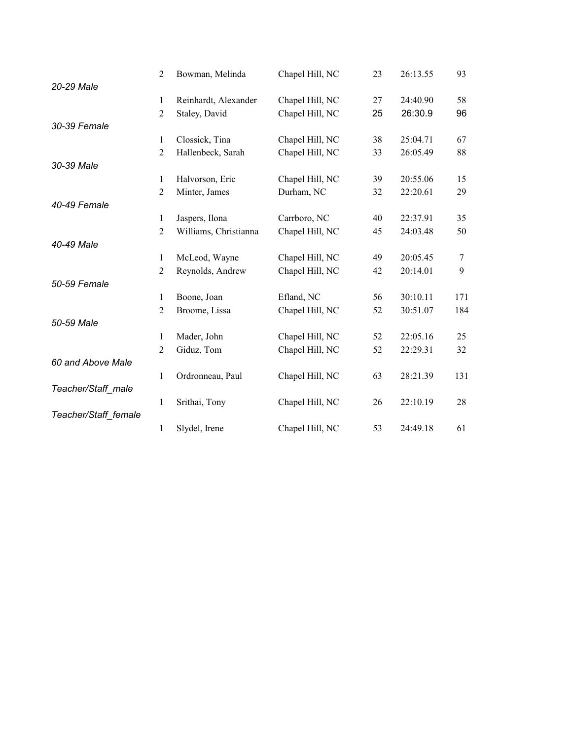| | | | | | | |
|---|---|---|---|---|---|---|
| | 2 | Bowman, Melinda | Chapel Hill, NC | 23 | 26:13.55 | 93 |
| *20-29 Male* | | | | | | |
| | 1 | Reinhardt, Alexander | Chapel Hill, NC | 27 | 24:40.90 | 58 |
| | 2 | Staley, David | Chapel Hill, NC | 25 | 26:30.9 | 96 |
| *30-39 Female* | | | | | | |
| | 1 | Clossick, Tina | Chapel Hill, NC | 38 | 25:04.71 | 67 |
| | 2 | Hallenbeck, Sarah | Chapel Hill, NC | 33 | 26:05.49 | 88 |
| *30-39 Male* | | | | | | |
| | 1 | Halvorson, Eric | Chapel Hill, NC | 39 | 20:55.06 | 15 |
| | 2 | Minter, James | Durham, NC | 32 | 22:20.61 | 29 |
| *40-49 Female* | | | | | | |
| | 1 | Jaspers, Ilona | Carrboro, NC | 40 | 22:37.91 | 35 |
| | 2 | Williams, Christianna | Chapel Hill, NC | 45 | 24:03.48 | 50 |
| *40-49 Male* | | | | | | |
| | 1 | McLeod, Wayne | Chapel Hill, NC | 49 | 20:05.45 | 7 |
| | 2 | Reynolds, Andrew | Chapel Hill, NC | 42 | 20:14.01 | 9 |
| *50-59 Female* | | | | | | |
| | 1 | Boone, Joan | Efland, NC | 56 | 30:10.11 | 171 |
| | 2 | Broome, Lissa | Chapel Hill, NC | 52 | 30:51.07 | 184 |
| *50-59 Male* | | | | | | |
| | 1 | Mader, John | Chapel Hill, NC | 52 | 22:05.16 | 25 |
| | 2 | Giduz, Tom | Chapel Hill, NC | 52 | 22:29.31 | 32 |
| *60 and Above Male* | | | | | | |
| | 1 | Ordronneau, Paul | Chapel Hill, NC | 63 | 28:21.39 | 131 |
| *Teacher/Staff_male* | | | | | | |
| | 1 | Srithai, Tony | Chapel Hill, NC | 26 | 22:10.19 | 28 |
| *Teacher/Staff_female* | | | | | | |
| | 1 | Slydel, Irene | Chapel Hill, NC | 53 | 24:49.18 | 61 |